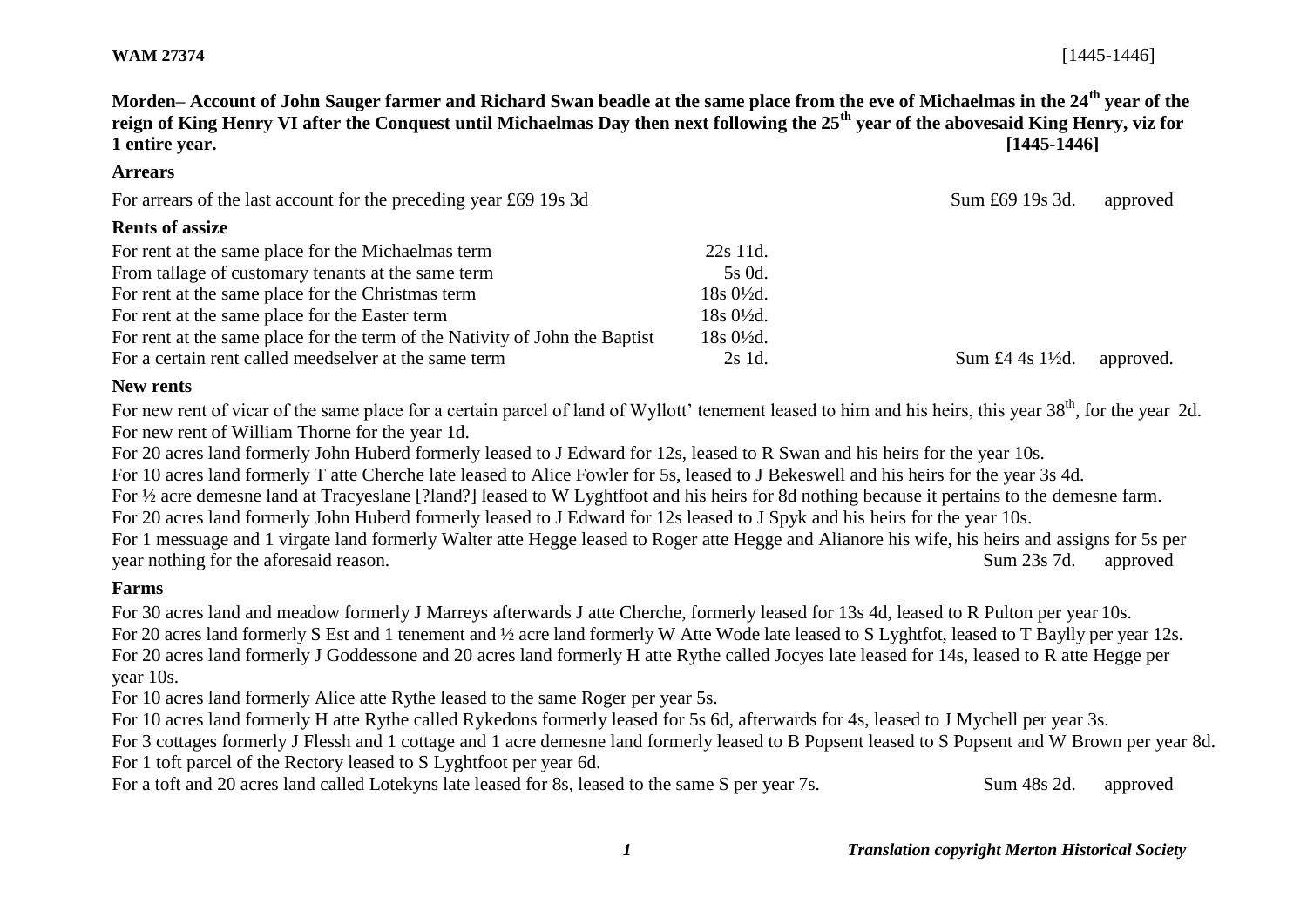**WAM 27374** [1445-1446]

**Morden– Account of John Sauger farmer and Richard Swan beadle at the same place from the eve of Michaelmas in the 24th year of the reign of King Henry VI after the Conquest until Michaelmas Day then next following the 25th year of the abovesaid King Henry, viz for 1 entire year. [1445-1446]**

**Arrears**

For arrears of the last account for the preceding year £69 19s 3d Sum £69 19s 3d. approved

**Rents of assize**

| | | | |
|---|---|---|---|
| For rent at the same place for the Michaelmas term | 22s 11d. | | |
| From tallage of customary tenants at the same term | 5s 0d. | | |
| For rent at the same place for the Christmas term | 18s 0½d. | | |
| For rent at the same place for the Easter term | 18s 0½d. | | |
| For rent at the same place for the term of the Nativity of John the Baptist | 18s 0½d. | | |
| For a certain rent called meedselver at the same term | 2s 1d. | Sum £4 4s 1½d. | approved. |

**New rents**

For new rent of vicar of the same place for a certain parcel of land of Wyllott' tenement leased to him and his heirs, this year 38th, for the year 2d.
For new rent of William Thorne for the year 1d.
For 20 acres land formerly John Huberd formerly leased to J Edward for 12s, leased to R Swan and his heirs for the year 10s.
For 10 acres land formerly T atte Cherche late leased to Alice Fowler for 5s, leased to J Bekeswell and his heirs for the year 3s 4d.
For ½ acre demesne land at Tracyeslane [?land?] leased to W Lyghtfoot and his heirs for 8d nothing because it pertains to the demesne farm.
For 20 acres land formerly John Huberd formerly leased to J Edward for 12s leased to J Spyk and his heirs for the year 10s.
For 1 messuage and 1 virgate land formerly Walter atte Hegge leased to Roger atte Hegge and Alianore his wife, his heirs and assigns for 5s per year nothing for the aforesaid reason. Sum 23s 7d. approved

**Farms**

For 30 acres land and meadow formerly J Marreys afterwards J atte Cherche, formerly leased for 13s 4d, leased to R Pulton per year 10s.
For 20 acres land formerly S Est and 1 tenement and ½ acre land formerly W Atte Wode late leased to S Lyghtfot, leased to T Baylly per year 12s.
For 20 acres land formerly J Goddessone and 20 acres land formerly H atte Rythe called Jocyes late leased for 14s, leased to R atte Hegge per year 10s.
For 10 acres land formerly Alice atte Rythe leased to the same Roger per year 5s.
For 10 acres land formerly H atte Rythe called Rykedons formerly leased for 5s 6d, afterwards for 4s, leased to J Mychell per year 3s.
For 3 cottages formerly J Flessh and 1 cottage and 1 acre demesne land formerly leased to B Popsent leased to S Popsent and W Brown per year 8d.
For 1 toft parcel of the Rectory leased to S Lyghtfoot per year 6d.
For a toft and 20 acres land called Lotekyns late leased for 8s, leased to the same S per year 7s. Sum 48s 2d. approved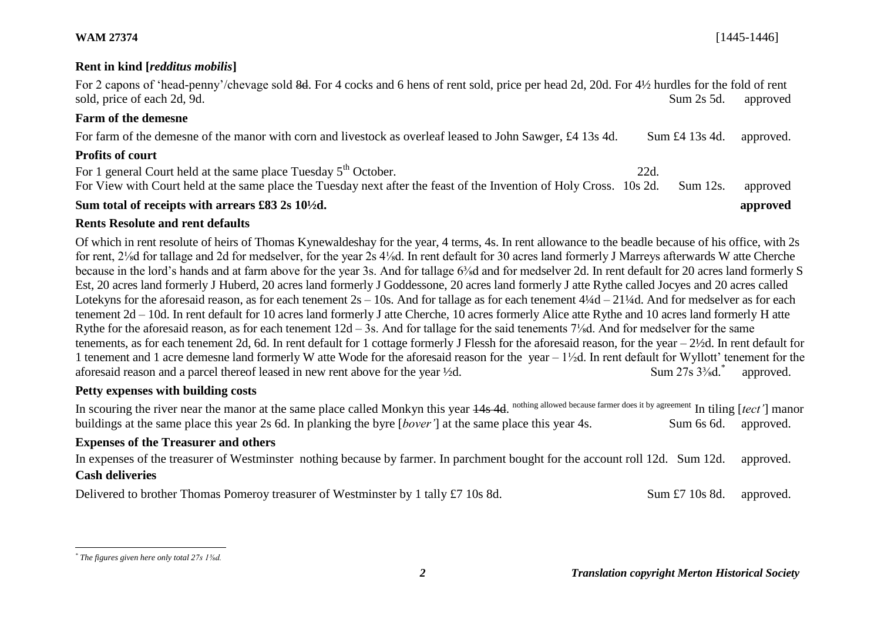**WAM 27374** [1445-1446]

**Rent in kind [*redditus mobilis*]**

For 2 capons of 'head-penny'/chevage sold ~~8d~~. For 4 cocks and 6 hens of rent sold, price per head 2d, 20d. For 4½ hurdles for the fold of rent sold, price of each 2d, 9d. Sum 2s 5d. approved

**Farm of the demesne**

For farm of the demesne of the manor with corn and livestock as overleaf leased to John Sawger, £4 13s 4d. Sum £4 13s 4d. approved.

**Profits of court**

For 1 general Court held at the same place Tuesday 5th October. 22d.
For View with Court held at the same place the Tuesday next after the feast of the Invention of Holy Cross. 10s 2d. Sum 12s. approved

**Sum total of receipts with arrears £83 2s 10½d. approved**

**Rents Resolute and rent defaults**

Of which in rent resolute of heirs of Thomas Kynewaldeshay for the year, 4 terms, 4s. In rent allowance to the beadle because of his office, with 2s for rent, 2⅛d for tallage and 2d for medselver, for the year 2s 4⅛d. In rent default for 30 acres land formerly J Marreys afterwards W atte Cherche because in the lord's hands and at farm above for the year 3s. And for tallage 6⅜d and for medselver 2d. In rent default for 20 acres land formerly S Est, 20 acres land formerly J Huberd, 20 acres land formerly J Goddessone, 20 acres land formerly J atte Rythe called Jocyes and 20 acres called Lotekyns for the aforesaid reason, as for each tenement 2s – 10s. And for tallage as for each tenement 4¼d – 21¼d. And for medselver as for each tenement 2d – 10d. In rent default for 10 acres land formerly J atte Cherche, 10 acres formerly Alice atte Rythe and 10 acres land formerly H atte Rythe for the aforesaid reason, as for each tenement 12d – 3s. And for tallage for the said tenements 7⅛d. And for medselver for the same tenements, as for each tenement 2d, 6d. In rent default for 1 cottage formerly J Flessh for the aforesaid reason, for the year – 2½d. In rent default for 1 tenement and 1 acre demesne land formerly W atte Wode for the aforesaid reason for the year – 1½d. In rent default for Wyllott' tenement for the aforesaid reason and a parcel thereof leased in new rent above for the year ½d. Sum 27s 3⅜d.* approved.

**Petty expenses with building costs**

In scouring the river near the manor at the same place called Monkyn this year ~~14s 4d~~. nothing allowed because farmer does it by agreement In tiling [*tect'*] manor buildings at the same place this year 2s 6d. In planking the byre [*bover'*] at the same place this year 4s. Sum 6s 6d. approved.

**Expenses of the Treasurer and others**

In expenses of the treasurer of Westminster nothing because by farmer. In parchment bought for the account roll 12d. Sum 12d. approved.

**Cash deliveries**

Delivered to brother Thomas Pomeroy treasurer of Westminster by 1 tally £7 10s 8d. Sum £7 10s 8d. approved.

---

\* *The figures given here only total 27s 1⅝d.*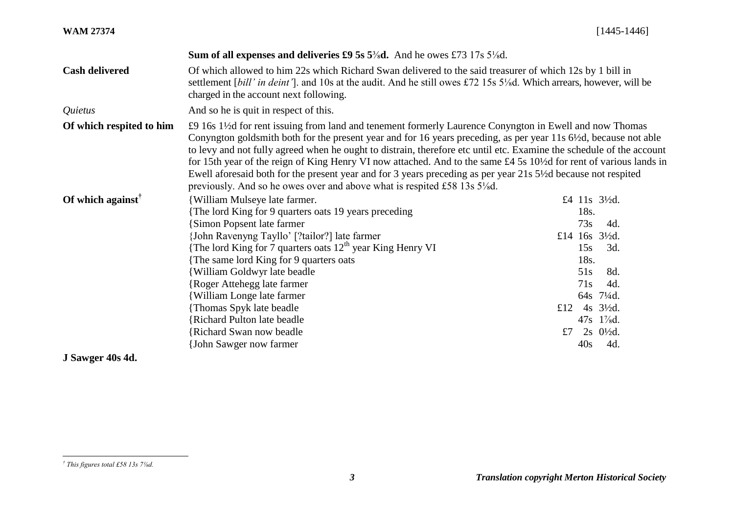| | |
|---|---|
| | **Sum of all expenses and deliveries £9 5s 5⅜d.** And he owes £73 17s 5⅛d. |
| **Cash delivered** | Of which allowed to him 22s which Richard Swan delivered to the said treasurer of which 12s by 1 bill in settlement [*bill' in deint'*]. and 10s at the audit. And he still owes £72 15s 5⅛d. Which arrears, however, will be charged in the account next following. |
| *Quietus* | And so he is quit in respect of this. |
| **Of which respited to him** | £9 16s 1½d for rent issuing from land and tenement formerly Laurence Conyngton in Ewell and now Thomas Conyngton goldsmith both for the present year and for 16 years preceding, as per year 11s 6½d, because not able to levy and not fully agreed when he ought to distrain, therefore etc until etc. Examine the schedule of the account for 15th year of the reign of King Henry VI now attached. And to the same £4 5s 10½d for rent of various lands in Ewell aforesaid both for the present year and for 3 years preceding as per year 21s 5½d because not respited previously. And so he owes over and above what is respited £58 13s 5⅛d. |

| | | |
|---|---|---|
| **Of which against**[†] | {William Mulseye late farmer. | £4 11s 3½d. |
| | {The lord King for 9 quarters oats 19 years preceding | 18s. |
| | {Simon Popsent late farmer | 73s 4d. |
| | {John Ravenyng Tayllo' [?tailor?] late farmer | £14 16s 3½d. |
| | {The lord King for 7 quarters oats 12th year King Henry VI | 15s 3d. |
| | {The same lord King for 9 quarters oats | 18s. |
| | {William Goldwyr late beadle | 51s 8d. |
| | {Roger Attehegg late farmer | 71s 4d. |
| | {William Longe late farmer | 64s 7¼d. |
| | {Thomas Spyk late beadle | £12 4s 3½d. |
| | {Richard Pulton late beadle | 47s 1⅞d. |
| | {Richard Swan now beadle | £7 2s 0½d. |
| | {John Sawger now farmer | 40s 4d. |

**J Sawger 40s 4d.**

[†] *This figures total £58 13s 7⅛d.*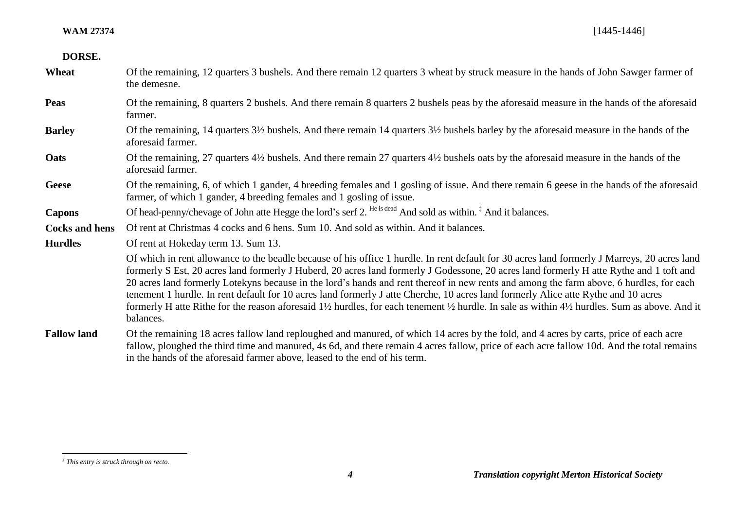**DORSE.**

| | |
|---|---|
| **Wheat** | Of the remaining, 12 quarters 3 bushels. And there remain 12 quarters 3 wheat by struck measure in the hands of John Sawger farmer of the demesne. |
| **Peas** | Of the remaining, 8 quarters 2 bushels. And there remain 8 quarters 2 bushels peas by the aforesaid measure in the hands of the aforesaid farmer. |
| **Barley** | Of the remaining, 14 quarters 3½ bushels. And there remain 14 quarters 3½ bushels barley by the aforesaid measure in the hands of the aforesaid farmer. |
| **Oats** | Of the remaining, 27 quarters 4½ bushels. And there remain 27 quarters 4½ bushels oats by the aforesaid measure in the hands of the aforesaid farmer. |
| **Geese** | Of the remaining, 6, of which 1 gander, 4 breeding females and 1 gosling of issue. And there remain 6 geese in the hands of the aforesaid farmer, of which 1 gander, 4 breeding females and 1 gosling of issue. |
| **Capons** | Of head-penny/chevage of John atte Hegge the lord's serf 2. He is dead And sold as within. ‡ And it balances. |
| **Cocks and hens** | Of rent at Christmas 4 cocks and 6 hens. Sum 10. And sold as within. And it balances. |
| **Hurdles** | Of rent at Hokeday term 13. Sum 13. |
| | Of which in rent allowance to the beadle because of his office 1 hurdle. In rent default for 30 acres land formerly J Marreys, 20 acres land formerly S Est, 20 acres land formerly J Huberd, 20 acres land formerly J Godessone, 20 acres land formerly H atte Rythe and 1 toft and 20 acres land formerly Lotekyns because in the lord's hands and rent thereof in new rents and among the farm above, 6 hurdles, for each tenement 1 hurdle. In rent default for 10 acres land formerly J atte Cherche, 10 acres land formerly Alice atte Rythe and 10 acres formerly H atte Rithe for the reason aforesaid 1½ hurdles, for each tenement ½ hurdle. In sale as within 4½ hurdles. Sum as above. And it balances. |
| **Fallow land** | Of the remaining 18 acres fallow land reploughed and manured, of which 14 acres by the fold, and 4 acres by carts, price of each acre fallow, ploughed the third time and manured, 4s 6d, and there remain 4 acres fallow, price of each acre fallow 10d. And the total remains in the hands of the aforesaid farmer above, leased to the end of his term. |

‡ *This entry is struck through on recto.*